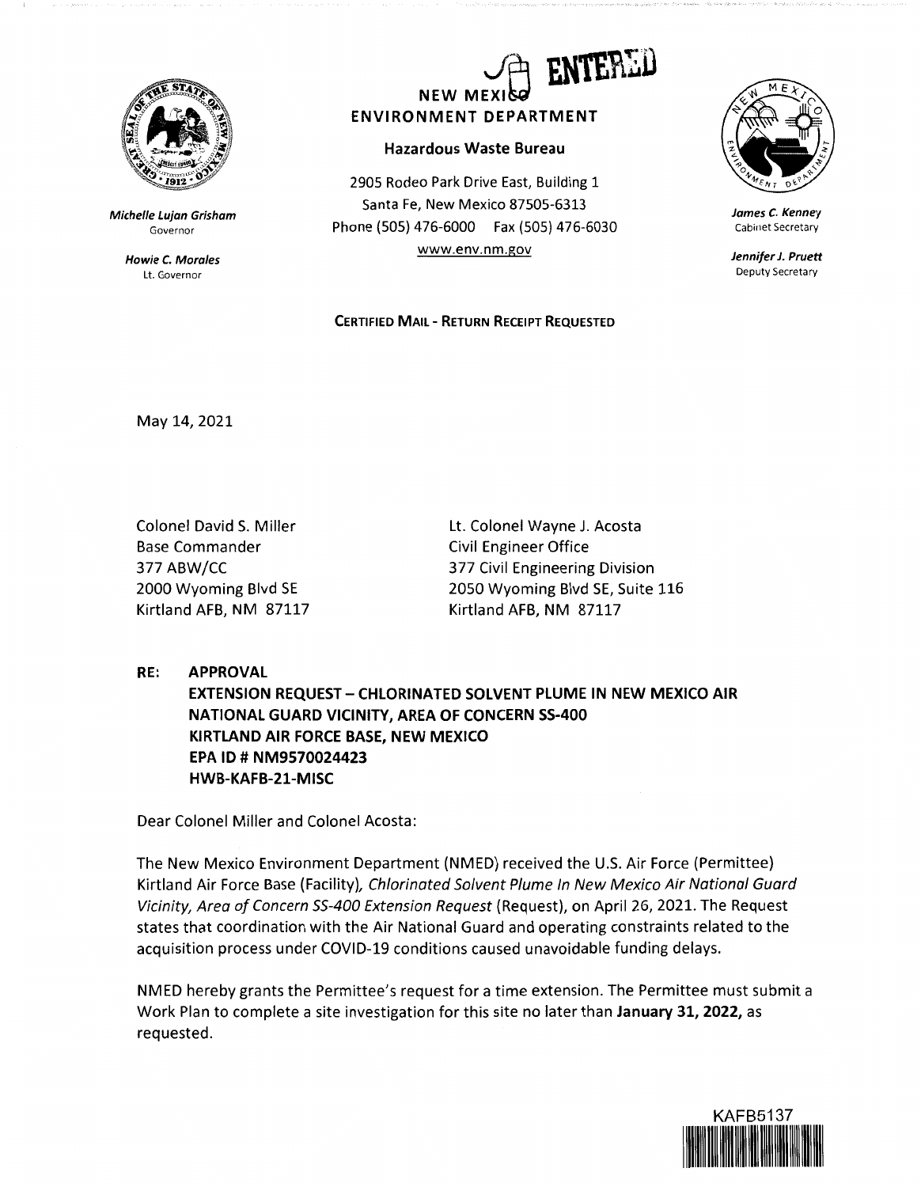Michelle Lujan Grisham
Governor

Howie C. Morales
Lt. Governor

ENTERED

# NEW MEXICO ENVIRONMENT DEPARTMENT

## Hazardous Waste Bureau

2905 Rodeo Park Drive East, Building 1
Santa Fe, New Mexico 87505-6313
Phone (505) 476-6000 Fax (505) 476-6030
www.env.nm.gov

James C. Kenney
Cabinet Secretary

Jennifer J. Pruett
Deputy Secretary

**CERTIFIED MAIL - RETURN RECEIPT REQUESTED**

May 14, 2021

Colonel David S. Miller
Base Commander
377 ABW/CC
2000 Wyoming Blvd SE
Kirtland AFB, NM 87117

Lt. Colonel Wayne J. Acosta
Civil Engineer Office
377 Civil Engineering Division
2050 Wyoming Blvd SE, Suite 116
Kirtland AFB, NM 87117

**RE: APPROVAL**
**EXTENSION REQUEST – CHLORINATED SOLVENT PLUME IN NEW MEXICO AIR NATIONAL GUARD VICINITY, AREA OF CONCERN SS-400**
**KIRTLAND AIR FORCE BASE, NEW MEXICO**
**EPA ID # NM9570024423**
**HWB-KAFB-21-MISC**

Dear Colonel Miller and Colonel Acosta:

The New Mexico Environment Department (NMED) received the U.S. Air Force (Permittee) Kirtland Air Force Base (Facility), *Chlorinated Solvent Plume In New Mexico Air National Guard Vicinity, Area of Concern SS-400 Extension Request* (Request), on April 26, 2021. The Request states that coordination with the Air National Guard and operating constraints related to the acquisition process under COVID-19 conditions caused unavoidable funding delays.

NMED hereby grants the Permittee's request for a time extension. The Permittee must submit a Work Plan to complete a site investigation for this site no later than **January 31, 2022,** as requested.

KAFB5137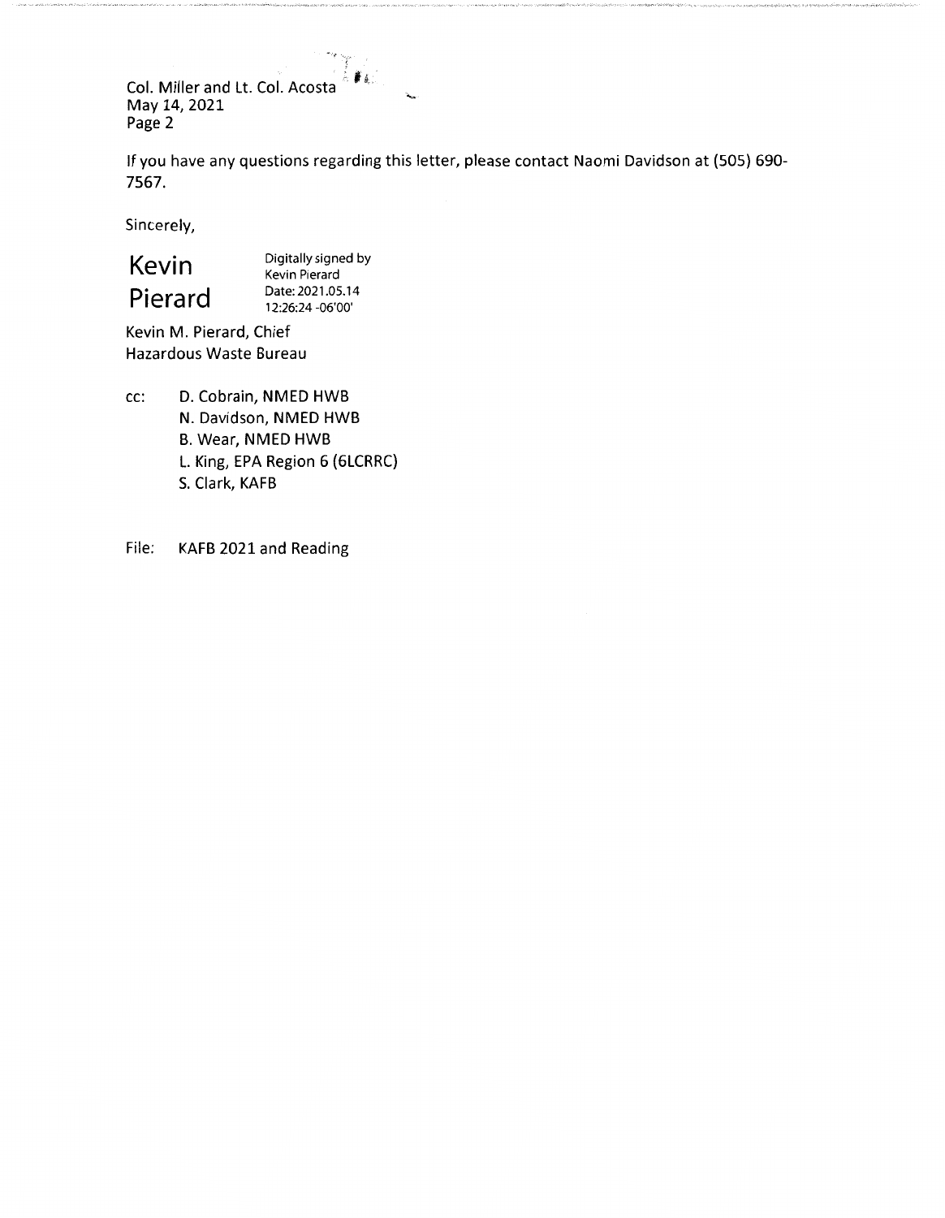If you have any questions regarding this letter, please contact Naomi Davidson at (505) 690-7567.

Sincerely,

Kevin Pierard

Digitally signed by Kevin Pierard
Date: 2021.05.14 12:26:24 -06'00'

Kevin M. Pierard, Chief
Hazardous Waste Bureau

cc: D. Cobrain, NMED HWB
N. Davidson, NMED HWB
B. Wear, NMED HWB
L. King, EPA Region 6 (6LCRRC)
S. Clark, KAFB

File: KAFB 2021 and Reading